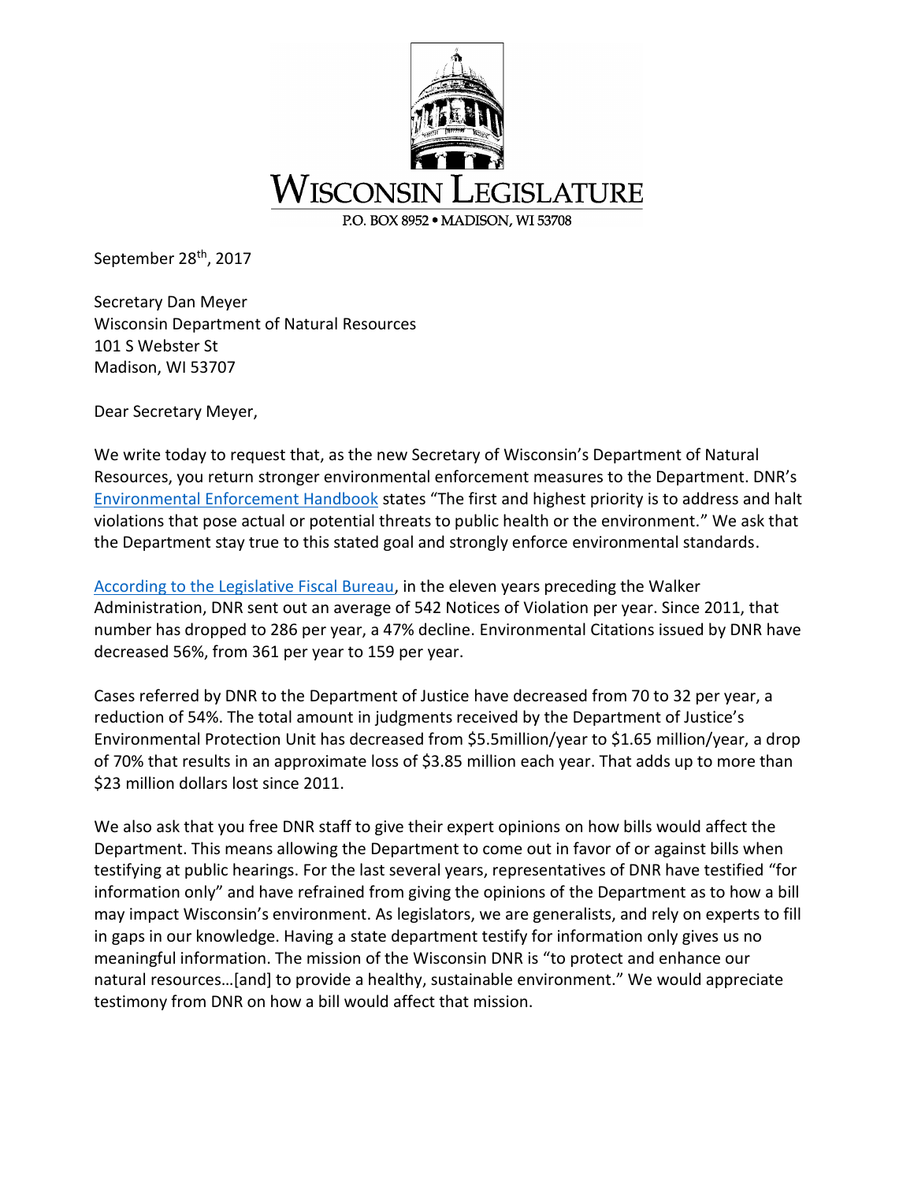WISCONSIN LEGISLATURE

P.O. BOX 8952 • MADISON, WI 53708

September 28th, 2017

Secretary Dan Meyer
Wisconsin Department of Natural Resources
101 S Webster St
Madison, WI 53707

Dear Secretary Meyer,

We write today to request that, as the new Secretary of Wisconsin's Department of Natural Resources, you return stronger environmental enforcement measures to the Department. DNR's Environmental Enforcement Handbook states "The first and highest priority is to address and halt violations that pose actual or potential threats to public health or the environment." We ask that the Department stay true to this stated goal and strongly enforce environmental standards.

According to the Legislative Fiscal Bureau, in the eleven years preceding the Walker Administration, DNR sent out an average of 542 Notices of Violation per year. Since 2011, that number has dropped to 286 per year, a 47% decline. Environmental Citations issued by DNR have decreased 56%, from 361 per year to 159 per year.

Cases referred by DNR to the Department of Justice have decreased from 70 to 32 per year, a reduction of 54%. The total amount in judgments received by the Department of Justice's Environmental Protection Unit has decreased from $5.5million/year to $1.65 million/year, a drop of 70% that results in an approximate loss of $3.85 million each year. That adds up to more than $23 million dollars lost since 2011.

We also ask that you free DNR staff to give their expert opinions on how bills would affect the Department. This means allowing the Department to come out in favor of or against bills when testifying at public hearings. For the last several years, representatives of DNR have testified "for information only" and have refrained from giving the opinions of the Department as to how a bill may impact Wisconsin's environment. As legislators, we are generalists, and rely on experts to fill in gaps in our knowledge. Having a state department testify for information only gives us no meaningful information. The mission of the Wisconsin DNR is "to protect and enhance our natural resources…[and] to provide a healthy, sustainable environment." We would appreciate testimony from DNR on how a bill would affect that mission.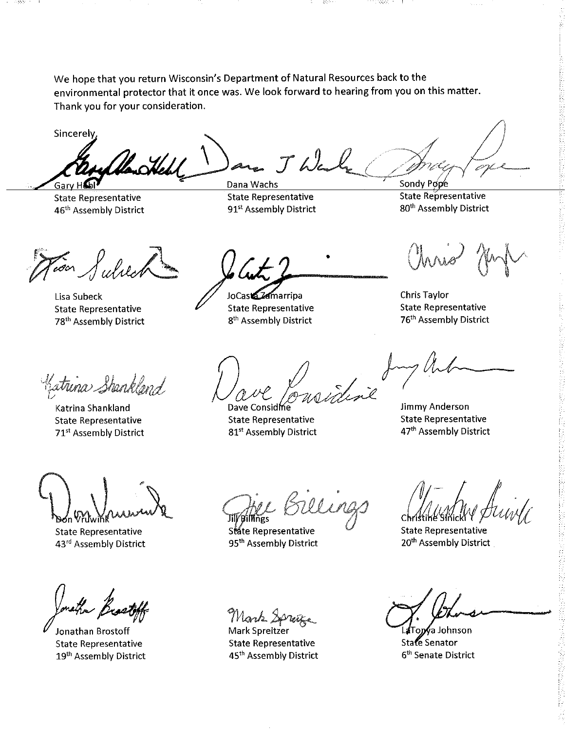We hope that you return Wisconsin's Department of Natural Resources back to the environmental protector that it once was. We look forward to hearing from you on this matter. Thank you for your consideration.

Sincerely,

Gary Hebl
State Representative
46th Assembly District

Dana Wachs
State Representative
91st Assembly District

Sondy Pope
State Representative
80th Assembly District

Lisa Subeck
State Representative
78th Assembly District

JoCasta Zamarripa
State Representative
8th Assembly District

Chris Taylor
State Representative
76th Assembly District

Katrina Shankland
State Representative
71st Assembly District

Dave Considine
State Representative
81st Assembly District

Jimmy Anderson
State Representative
47th Assembly District

Don Vruwink
State Representative
43rd Assembly District

Jill Billings
State Representative
95th Assembly District

Christine Sinicki
State Representative
20th Assembly District

Jonathan Brostoff
State Representative
19th Assembly District

Mark Spreitzer
State Representative
45th Assembly District

LaTonya Johnson
State Senator
6th Senate District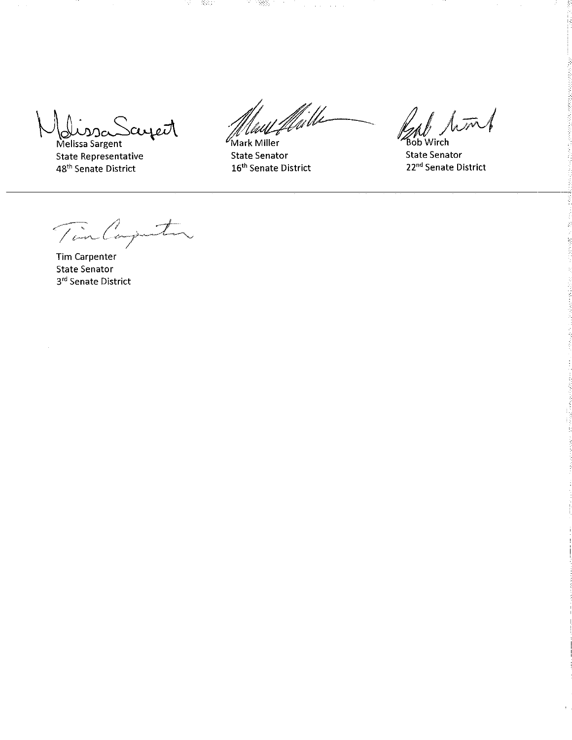Melissa Sargent
State Representative
48th Senate District

Mark Miller
State Senator
16th Senate District

Bob Wirch
State Senator
22nd Senate District

---

Tim Carpenter
State Senator
3rd Senate District